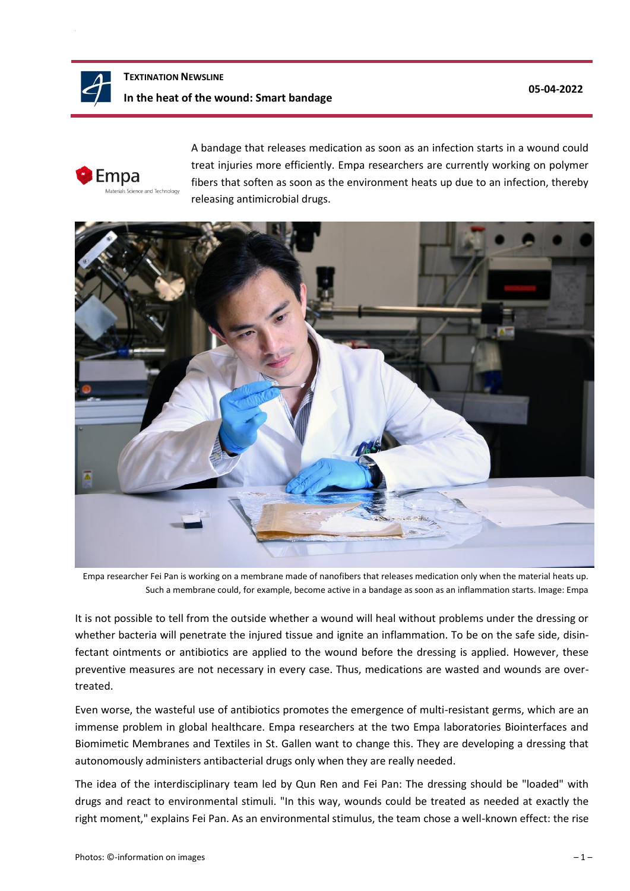**Textination Newsline**

# In the heat of the wound: Smart bandage

05-04-2022

A bandage that releases medication as soon as an infection starts in a wound could treat injuries more efficiently. Empa researchers are currently working on polymer fibers that soften as soon as the environment heats up due to an infection, thereby releasing antimicrobial drugs.

Empa researcher Fei Pan is working on a membrane made of nanofibers that releases medication only when the material heats up. Such a membrane could, for example, become active in a bandage as soon as an inflammation starts. Image: Empa

It is not possible to tell from the outside whether a wound will heal without problems under the dressing or whether bacteria will penetrate the injured tissue and ignite an inflammation. To be on the safe side, disinfectant ointments or antibiotics are applied to the wound before the dressing is applied. However, these preventive measures are not necessary in every case. Thus, medications are wasted and wounds are overtreated.

Even worse, the wasteful use of antibiotics promotes the emergence of multi-resistant germs, which are an immense problem in global healthcare. Empa researchers at the two Empa laboratories Biointerfaces and Biomimetic Membranes and Textiles in St. Gallen want to change this. They are developing a dressing that autonomously administers antibacterial drugs only when they are really needed.

The idea of the interdisciplinary team led by Qun Ren and Fei Pan: The dressing should be "loaded" with drugs and react to environmental stimuli. "In this way, wounds could be treated as needed at exactly the right moment," explains Fei Pan. As an environmental stimulus, the team chose a well-known effect: the rise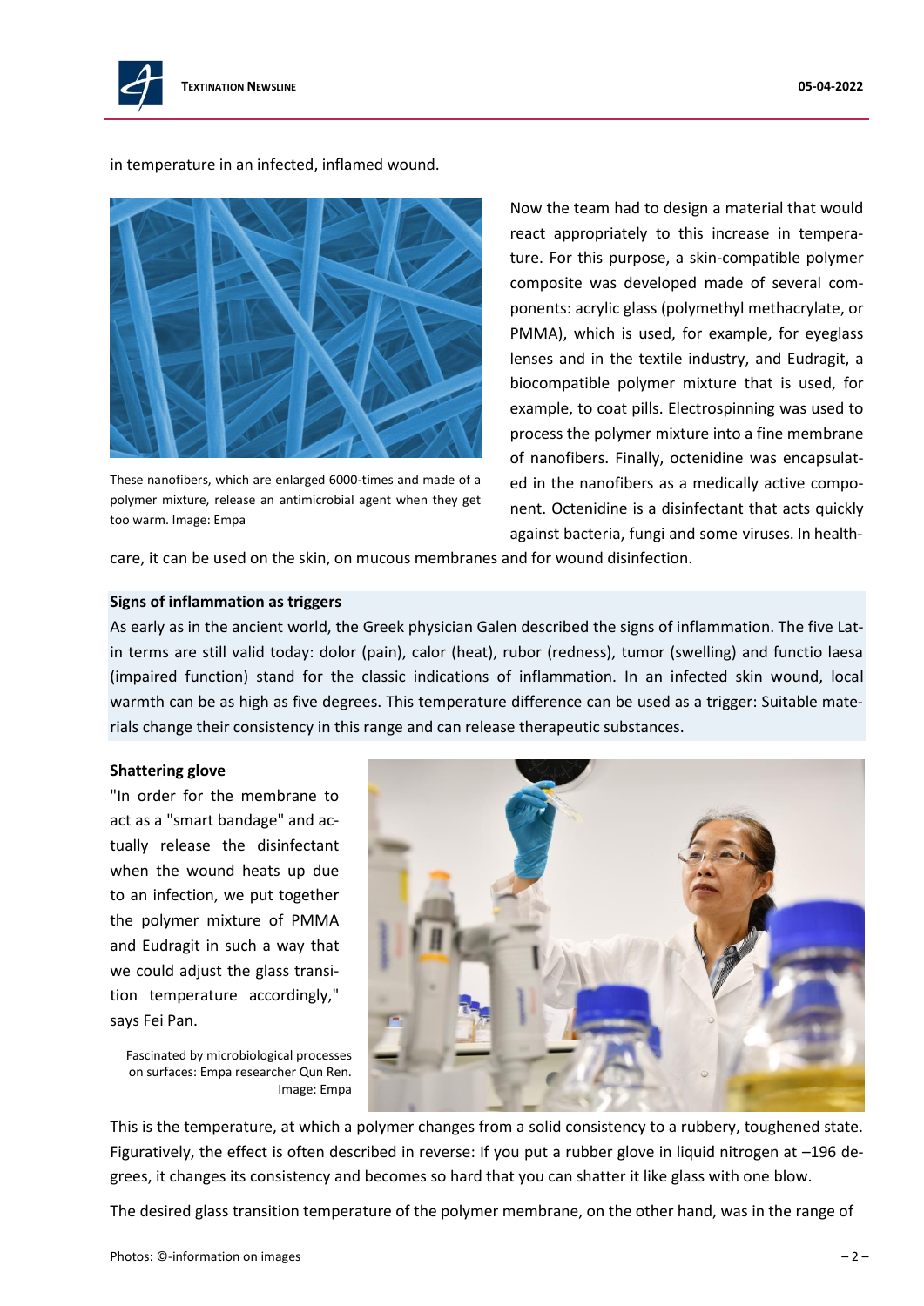in temperature in an infected, inflamed wound.

These nanofibers, which are enlarged 6000-times and made of a polymer mixture, release an antimicrobial agent when they get too warm. Image: Empa

Now the team had to design a material that would react appropriately to this increase in temperature. For this purpose, a skin-compatible polymer composite was developed made of several components: acrylic glass (polymethyl methacrylate, or PMMA), which is used, for example, for eyeglass lenses and in the textile industry, and Eudragit, a biocompatible polymer mixture that is used, for example, to coat pills. Electrospinning was used to process the polymer mixture into a fine membrane of nanofibers. Finally, octenidine was encapsulated in the nanofibers as a medically active component. Octenidine is a disinfectant that acts quickly against bacteria, fungi and some viruses. In healthcare, it can be used on the skin, on mucous membranes and for wound disinfection.

**Signs of inflammation as triggers**

As early as in the ancient world, the Greek physician Galen described the signs of inflammation. The five Latin terms are still valid today: dolor (pain), calor (heat), rubor (redness), tumor (swelling) and functio laesa (impaired function) stand for the classic indications of inflammation. In an infected skin wound, local warmth can be as high as five degrees. This temperature difference can be used as a trigger: Suitable materials change their consistency in this range and can release therapeutic substances.

**Shattering glove**

"In order for the membrane to act as a "smart bandage" and actually release the disinfectant when the wound heats up due to an infection, we put together the polymer mixture of PMMA and Eudragit in such a way that we could adjust the glass transition temperature accordingly," says Fei Pan.

Fascinated by microbiological processes on surfaces: Empa researcher Qun Ren. Image: Empa

This is the temperature, at which a polymer changes from a solid consistency to a rubbery, toughened state. Figuratively, the effect is often described in reverse: If you put a rubber glove in liquid nitrogen at –196 degrees, it changes its consistency and becomes so hard that you can shatter it like glass with one blow.

The desired glass transition temperature of the polymer membrane, on the other hand, was in the range of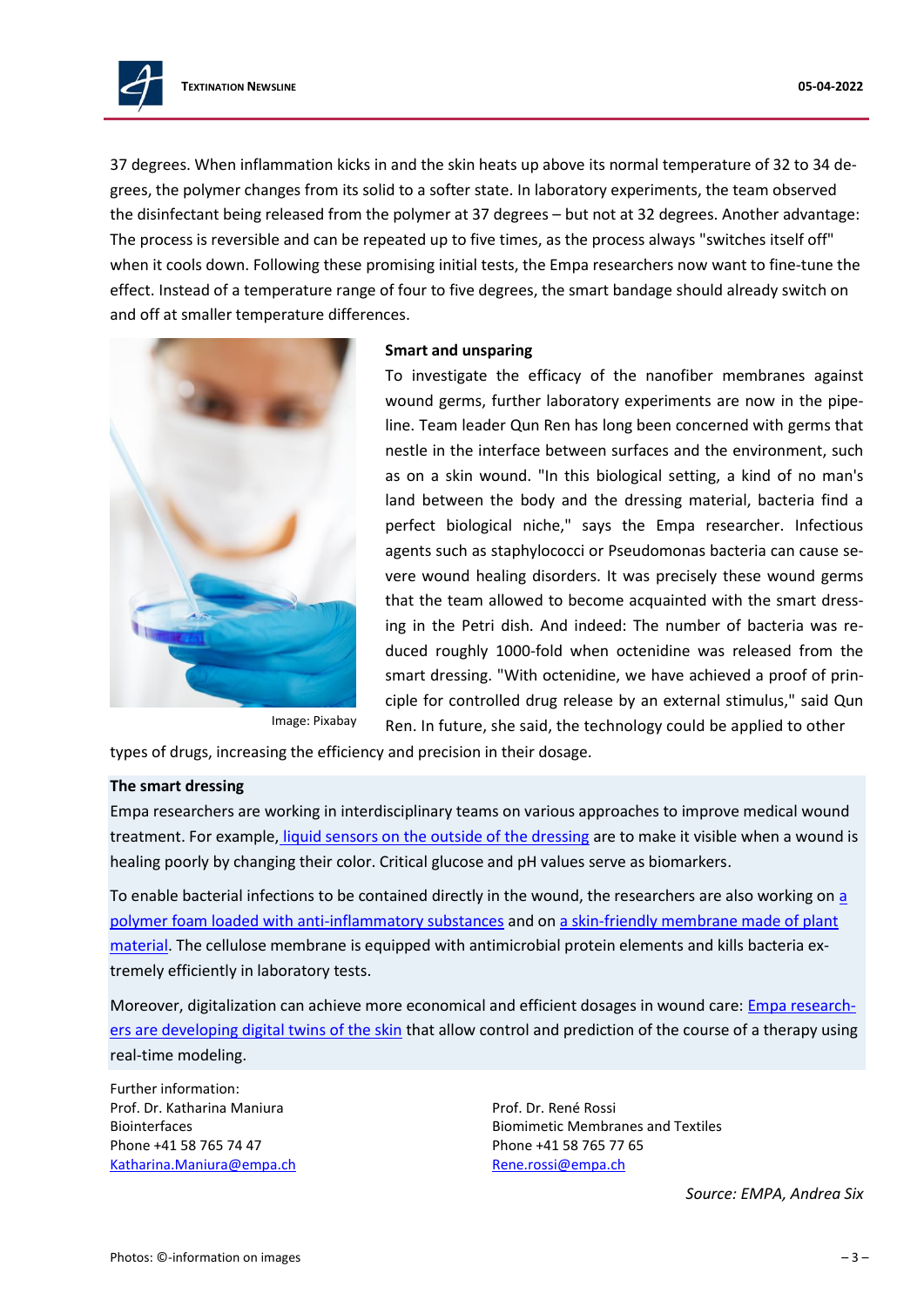37 degrees. When inflammation kicks in and the skin heats up above its normal temperature of 32 to 34 degrees, the polymer changes from its solid to a softer state. In laboratory experiments, the team observed the disinfectant being released from the polymer at 37 degrees – but not at 32 degrees. Another advantage: The process is reversible and can be repeated up to five times, as the process always "switches itself off" when it cools down. Following these promising initial tests, the Empa researchers now want to fine-tune the effect. Instead of a temperature range of four to five degrees, the smart bandage should already switch on and off at smaller temperature differences.

Image: Pixabay

**Smart and unsparing**

To investigate the efficacy of the nanofiber membranes against wound germs, further laboratory experiments are now in the pipeline. Team leader Qun Ren has long been concerned with germs that nestle in the interface between surfaces and the environment, such as on a skin wound. "In this biological setting, a kind of no man's land between the body and the dressing material, bacteria find a perfect biological niche," says the Empa researcher. Infectious agents such as staphylococci or Pseudomonas bacteria can cause severe wound healing disorders. It was precisely these wound germs that the team allowed to become acquainted with the smart dressing in the Petri dish. And indeed: The number of bacteria was reduced roughly 1000-fold when octenidine was released from the smart dressing. "With octenidine, we have achieved a proof of principle for controlled drug release by an external stimulus," said Qun Ren. In future, she said, the technology could be applied to other types of drugs, increasing the efficiency and precision in their dosage.

**The smart dressing**

Empa researchers are working in interdisciplinary teams on various approaches to improve medical wound treatment. For example, liquid sensors on the outside of the dressing are to make it visible when a wound is healing poorly by changing their color. Critical glucose and pH values serve as biomarkers.

To enable bacterial infections to be contained directly in the wound, the researchers are also working on a polymer foam loaded with anti-inflammatory substances and on a skin-friendly membrane made of plant material. The cellulose membrane is equipped with antimicrobial protein elements and kills bacteria extremely efficiently in laboratory tests.

Moreover, digitalization can achieve more economical and efficient dosages in wound care: Empa researchers are developing digital twins of the skin that allow control and prediction of the course of a therapy using real-time modeling.

Further information:
Prof. Dr. Katharina Maniura
Biointerfaces
Phone +41 58 765 74 47
Katharina.Maniura@empa.ch

Prof. Dr. René Rossi
Biomimetic Membranes and Textiles
Phone +41 58 765 77 65
Rene.rossi@empa.ch

*Source: EMPA, Andrea Six*

Photos: ©-information on images